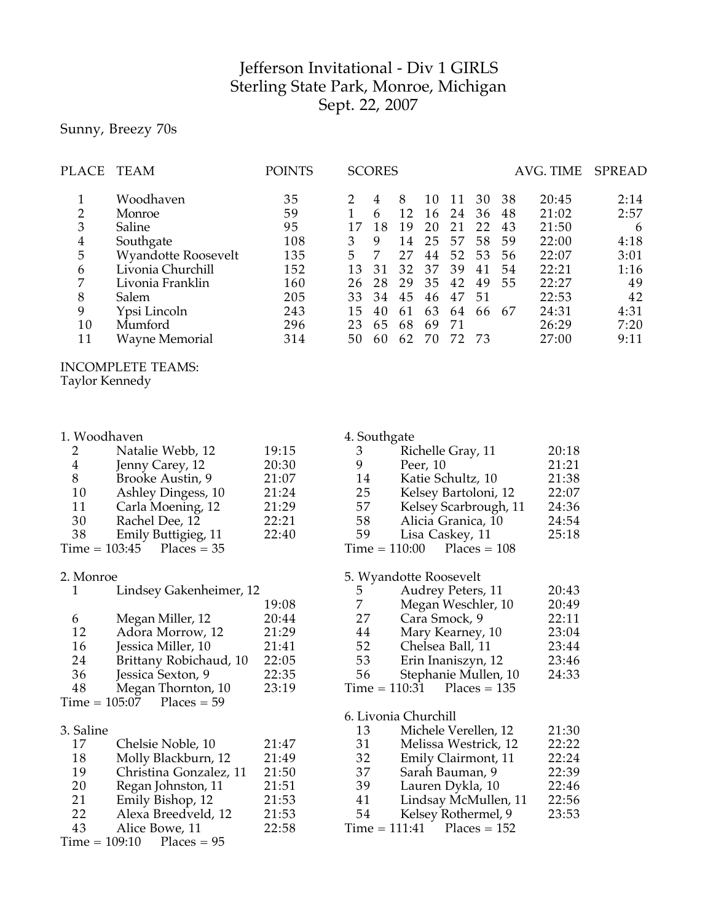# Jefferson Invitational - Div 1 GIRLS
## Sterling State Park, Monroe, Michigan
## Sept. 22, 2007

Sunny, Breezy 70s

| PLACE | TEAM | POINTS | SCORES | | | | | | | AVG. TIME | SPREAD |
|---|---|---|---|---|---|---|---|---|---|---|---|
| 1 | Woodhaven | 35 | 2 | 4 | 8 | 10 | 11 | 30 | 38 | 20:45 | 2:14 |
| 2 | Monroe | 59 | 1 | 6 | 12 | 16 | 24 | 36 | 48 | 21:02 | 2:57 |
| 3 | Saline | 95 | 17 | 18 | 19 | 20 | 21 | 22 | 43 | 21:50 | 6 |
| 4 | Southgate | 108 | 3 | 9 | 14 | 25 | 57 | 58 | 59 | 22:00 | 4:18 |
| 5 | Wyandotte Roosevelt | 135 | 5 | 7 | 27 | 44 | 52 | 53 | 56 | 22:07 | 3:01 |
| 6 | Livonia Churchill | 152 | 13 | 31 | 32 | 37 | 39 | 41 | 54 | 22:21 | 1:16 |
| 7 | Livonia Franklin | 160 | 26 | 28 | 29 | 35 | 42 | 49 | 55 | 22:27 | 49 |
| 8 | Salem | 205 | 33 | 34 | 45 | 46 | 47 | 51 | | 22:53 | 42 |
| 9 | Ypsi Lincoln | 243 | 15 | 40 | 61 | 63 | 64 | 66 | 67 | 24:31 | 4:31 |
| 10 | Mumford | 296 | 23 | 65 | 68 | 69 | 71 | | | 26:29 | 7:20 |
| 11 | Wayne Memorial | 314 | 50 | 60 | 62 | 70 | 72 | 73 | | 27:00 | 9:11 |

INCOMPLETE TEAMS:
Taylor Kennedy

1. Woodhaven

| | | |
|---|---|---|
| 2 | Natalie Webb, 12 | 19:15 |
| 4 | Jenny Carey, 12 | 20:30 |
| 8 | Brooke Austin, 9 | 21:07 |
| 10 | Ashley Dingess, 10 | 21:24 |
| 11 | Carla Moening, 12 | 21:29 |
| 30 | Rachel Dee, 12 | 22:21 |
| 38 | Emily Buttigieg, 11 | 22:40 |

Time = 103:45 Places = 35

2. Monroe

| | | |
|---|---|---|
| 1 | Lindsey Gakenheimer, 12 | 19:08 |
| 6 | Megan Miller, 12 | 20:44 |
| 12 | Adora Morrow, 12 | 21:29 |
| 16 | Jessica Miller, 10 | 21:41 |
| 24 | Brittany Robichaud, 10 | 22:05 |
| 36 | Jessica Sexton, 9 | 22:35 |
| 48 | Megan Thornton, 10 | 23:19 |

Time = 105:07 Places = 59

3. Saline

| | | |
|---|---|---|
| 17 | Chelsie Noble, 10 | 21:47 |
| 18 | Molly Blackburn, 12 | 21:49 |
| 19 | Christina Gonzalez, 11 | 21:50 |
| 20 | Regan Johnston, 11 | 21:51 |
| 21 | Emily Bishop, 12 | 21:53 |
| 22 | Alexa Breedveld, 12 | 21:53 |
| 43 | Alice Bowe, 11 | 22:58 |

Time = 109:10 Places = 95

4. Southgate

| | | |
|---|---|---|
| 3 | Richelle Gray, 11 | 20:18 |
| 9 | Peer, 10 | 21:21 |
| 14 | Katie Schultz, 10 | 21:38 |
| 25 | Kelsey Bartoloni, 12 | 22:07 |
| 57 | Kelsey Scarbrough, 11 | 24:36 |
| 58 | Alicia Granica, 10 | 24:54 |
| 59 | Lisa Caskey, 11 | 25:18 |

Time = 110:00 Places = 108

5. Wyandotte Roosevelt

| | | |
|---|---|---|
| 5 | Audrey Peters, 11 | 20:43 |
| 7 | Megan Weschler, 10 | 20:49 |
| 27 | Cara Smock, 9 | 22:11 |
| 44 | Mary Kearney, 10 | 23:04 |
| 52 | Chelsea Ball, 11 | 23:44 |
| 53 | Erin Inaniszyn, 12 | 23:46 |
| 56 | Stephanie Mullen, 10 | 24:33 |

Time = 110:31 Places = 135

6. Livonia Churchill

| | | |
|---|---|---|
| 13 | Michele Verellen, 12 | 21:30 |
| 31 | Melissa Westrick, 12 | 22:22 |
| 32 | Emily Clairmont, 11 | 22:24 |
| 37 | Sarah Bauman, 9 | 22:39 |
| 39 | Lauren Dykla, 10 | 22:46 |
| 41 | Lindsay McMullen, 11 | 22:56 |
| 54 | Kelsey Rothermel, 9 | 23:53 |

Time = 111:41 Places = 152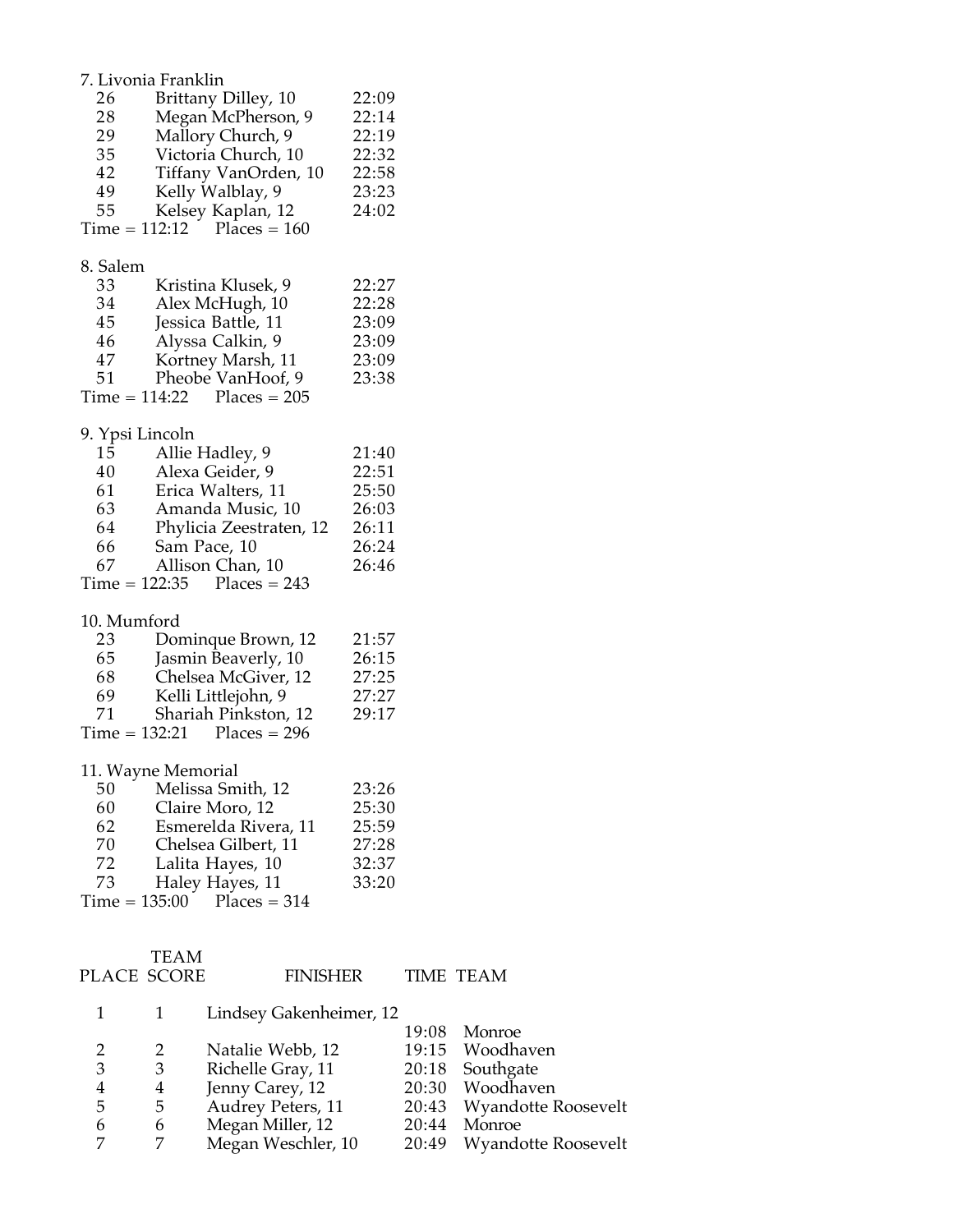7. Livonia Franklin

| | | |
|---|---|---|
| 26 | Brittany Dilley, 10 | 22:09 |
| 28 | Megan McPherson, 9 | 22:14 |
| 29 | Mallory Church, 9 | 22:19 |
| 35 | Victoria Church, 10 | 22:32 |
| 42 | Tiffany VanOrden, 10 | 22:58 |
| 49 | Kelly Walblay, 9 | 23:23 |
| 55 | Kelsey Kaplan, 12 | 24:02 |

Time = 112:12 Places = 160

8. Salem

| | | |
|---|---|---|
| 33 | Kristina Klusek, 9 | 22:27 |
| 34 | Alex McHugh, 10 | 22:28 |
| 45 | Jessica Battle, 11 | 23:09 |
| 46 | Alyssa Calkin, 9 | 23:09 |
| 47 | Kortney Marsh, 11 | 23:09 |
| 51 | Pheobe VanHoof, 9 | 23:38 |

Time = 114:22 Places = 205

9. Ypsi Lincoln

| | | |
|---|---|---|
| 15 | Allie Hadley, 9 | 21:40 |
| 40 | Alexa Geider, 9 | 22:51 |
| 61 | Erica Walters, 11 | 25:50 |
| 63 | Amanda Music, 10 | 26:03 |
| 64 | Phylicia Zeestraten, 12 | 26:11 |
| 66 | Sam Pace, 10 | 26:24 |
| 67 | Allison Chan, 10 | 26:46 |

Time = 122:35 Places = 243

10. Mumford

| | | |
|---|---|---|
| 23 | Dominque Brown, 12 | 21:57 |
| 65 | Jasmin Beaverly, 10 | 26:15 |
| 68 | Chelsea McGiver, 12 | 27:25 |
| 69 | Kelli Littlejohn, 9 | 27:27 |
| 71 | Shariah Pinkston, 12 | 29:17 |

Time = 132:21 Places = 296

11. Wayne Memorial

| | | |
|---|---|---|
| 50 | Melissa Smith, 12 | 23:26 |
| 60 | Claire Moro, 12 | 25:30 |
| 62 | Esmerelda Rivera, 11 | 25:59 |
| 70 | Chelsea Gilbert, 11 | 27:28 |
| 72 | Lalita Hayes, 10 | 32:37 |
| 73 | Haley Hayes, 11 | 33:20 |

Time = 135:00 Places = 314

| PLACE | TEAM SCORE | FINISHER | TIME | TEAM |
|---|---|---|---|---|
| 1 | 1 | Lindsey Gakenheimer, 12 | 19:08 | Monroe |
| 2 | 2 | Natalie Webb, 12 | 19:15 | Woodhaven |
| 3 | 3 | Richelle Gray, 11 | 20:18 | Southgate |
| 4 | 4 | Jenny Carey, 12 | 20:30 | Woodhaven |
| 5 | 5 | Audrey Peters, 11 | 20:43 | Wyandotte Roosevelt |
| 6 | 6 | Megan Miller, 12 | 20:44 | Monroe |
| 7 | 7 | Megan Weschler, 10 | 20:49 | Wyandotte Roosevelt |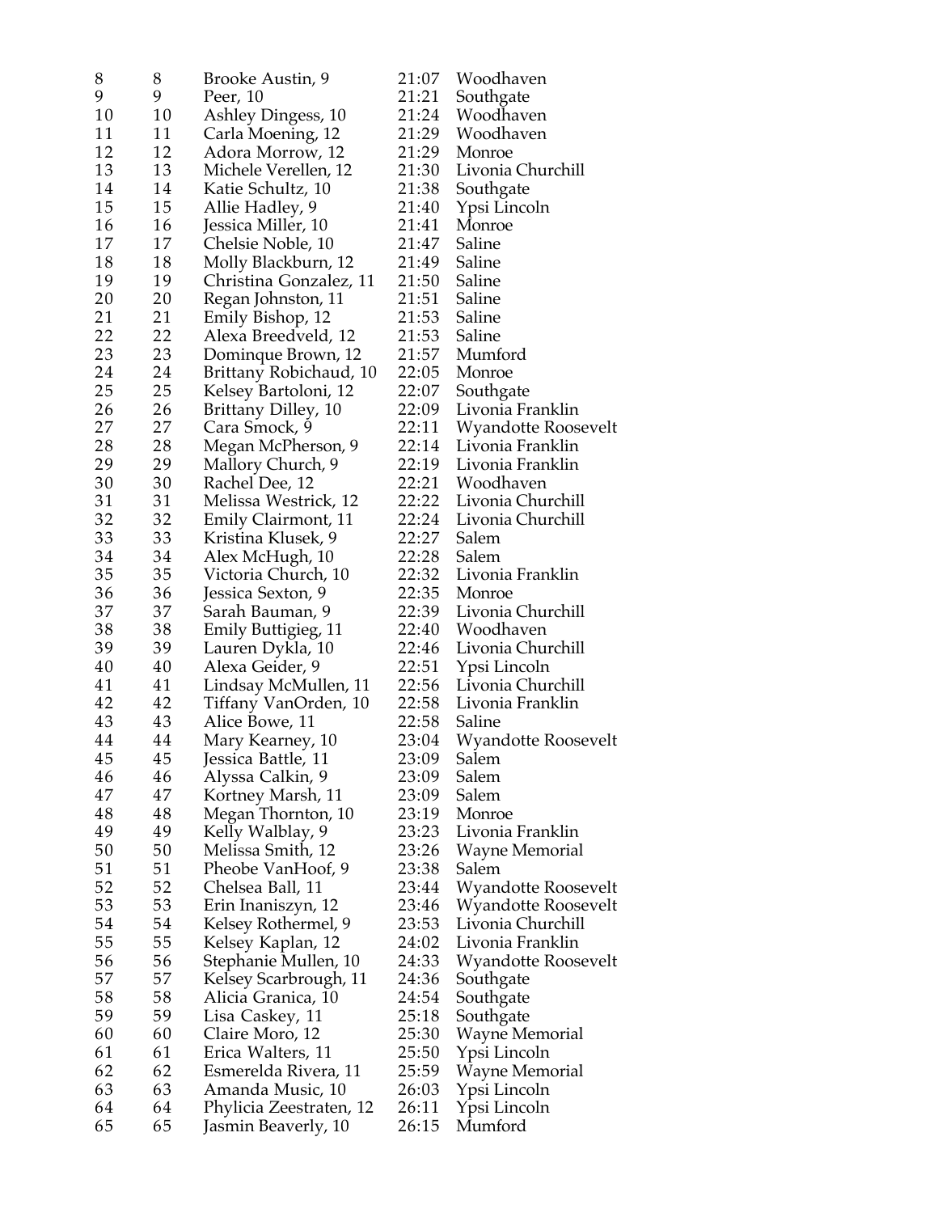| | | | | |
|---|---|---|---|---|
| 8 | 8 | Brooke Austin, 9 | 21:07 | Woodhaven |
| 9 | 9 | Peer, 10 | 21:21 | Southgate |
| 10 | 10 | Ashley Dingess, 10 | 21:24 | Woodhaven |
| 11 | 11 | Carla Moening, 12 | 21:29 | Woodhaven |
| 12 | 12 | Adora Morrow, 12 | 21:29 | Monroe |
| 13 | 13 | Michele Verellen, 12 | 21:30 | Livonia Churchill |
| 14 | 14 | Katie Schultz, 10 | 21:38 | Southgate |
| 15 | 15 | Allie Hadley, 9 | 21:40 | Ypsi Lincoln |
| 16 | 16 | Jessica Miller, 10 | 21:41 | Monroe |
| 17 | 17 | Chelsie Noble, 10 | 21:47 | Saline |
| 18 | 18 | Molly Blackburn, 12 | 21:49 | Saline |
| 19 | 19 | Christina Gonzalez, 11 | 21:50 | Saline |
| 20 | 20 | Regan Johnston, 11 | 21:51 | Saline |
| 21 | 21 | Emily Bishop, 12 | 21:53 | Saline |
| 22 | 22 | Alexa Breedveld, 12 | 21:53 | Saline |
| 23 | 23 | Dominque Brown, 12 | 21:57 | Mumford |
| 24 | 24 | Brittany Robichaud, 10 | 22:05 | Monroe |
| 25 | 25 | Kelsey Bartoloni, 12 | 22:07 | Southgate |
| 26 | 26 | Brittany Dilley, 10 | 22:09 | Livonia Franklin |
| 27 | 27 | Cara Smock, 9 | 22:11 | Wyandotte Roosevelt |
| 28 | 28 | Megan McPherson, 9 | 22:14 | Livonia Franklin |
| 29 | 29 | Mallory Church, 9 | 22:19 | Livonia Franklin |
| 30 | 30 | Rachel Dee, 12 | 22:21 | Woodhaven |
| 31 | 31 | Melissa Westrick, 12 | 22:22 | Livonia Churchill |
| 32 | 32 | Emily Clairmont, 11 | 22:24 | Livonia Churchill |
| 33 | 33 | Kristina Klusek, 9 | 22:27 | Salem |
| 34 | 34 | Alex McHugh, 10 | 22:28 | Salem |
| 35 | 35 | Victoria Church, 10 | 22:32 | Livonia Franklin |
| 36 | 36 | Jessica Sexton, 9 | 22:35 | Monroe |
| 37 | 37 | Sarah Bauman, 9 | 22:39 | Livonia Churchill |
| 38 | 38 | Emily Buttigieg, 11 | 22:40 | Woodhaven |
| 39 | 39 | Lauren Dykla, 10 | 22:46 | Livonia Churchill |
| 40 | 40 | Alexa Geider, 9 | 22:51 | Ypsi Lincoln |
| 41 | 41 | Lindsay McMullen, 11 | 22:56 | Livonia Churchill |
| 42 | 42 | Tiffany VanOrden, 10 | 22:58 | Livonia Franklin |
| 43 | 43 | Alice Bowe, 11 | 22:58 | Saline |
| 44 | 44 | Mary Kearney, 10 | 23:04 | Wyandotte Roosevelt |
| 45 | 45 | Jessica Battle, 11 | 23:09 | Salem |
| 46 | 46 | Alyssa Calkin, 9 | 23:09 | Salem |
| 47 | 47 | Kortney Marsh, 11 | 23:09 | Salem |
| 48 | 48 | Megan Thornton, 10 | 23:19 | Monroe |
| 49 | 49 | Kelly Walblay, 9 | 23:23 | Livonia Franklin |
| 50 | 50 | Melissa Smith, 12 | 23:26 | Wayne Memorial |
| 51 | 51 | Pheobe VanHoof, 9 | 23:38 | Salem |
| 52 | 52 | Chelsea Ball, 11 | 23:44 | Wyandotte Roosevelt |
| 53 | 53 | Erin Inaniszyn, 12 | 23:46 | Wyandotte Roosevelt |
| 54 | 54 | Kelsey Rothermel, 9 | 23:53 | Livonia Churchill |
| 55 | 55 | Kelsey Kaplan, 12 | 24:02 | Livonia Franklin |
| 56 | 56 | Stephanie Mullen, 10 | 24:33 | Wyandotte Roosevelt |
| 57 | 57 | Kelsey Scarbrough, 11 | 24:36 | Southgate |
| 58 | 58 | Alicia Granica, 10 | 24:54 | Southgate |
| 59 | 59 | Lisa Caskey, 11 | 25:18 | Southgate |
| 60 | 60 | Claire Moro, 12 | 25:30 | Wayne Memorial |
| 61 | 61 | Erica Walters, 11 | 25:50 | Ypsi Lincoln |
| 62 | 62 | Esmerelda Rivera, 11 | 25:59 | Wayne Memorial |
| 63 | 63 | Amanda Music, 10 | 26:03 | Ypsi Lincoln |
| 64 | 64 | Phylicia Zeestraten, 12 | 26:11 | Ypsi Lincoln |
| 65 | 65 | Jasmin Beaverly, 10 | 26:15 | Mumford |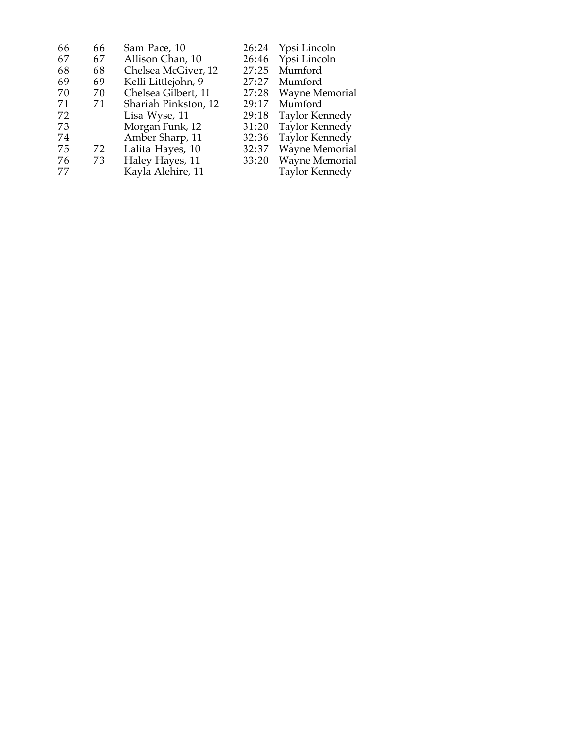| | | | | |
|---|---|---|---|---|
| 66 | 66 | Sam Pace, 10 | 26:24 | Ypsi Lincoln |
| 67 | 67 | Allison Chan, 10 | 26:46 | Ypsi Lincoln |
| 68 | 68 | Chelsea McGiver, 12 | 27:25 | Mumford |
| 69 | 69 | Kelli Littlejohn, 9 | 27:27 | Mumford |
| 70 | 70 | Chelsea Gilbert, 11 | 27:28 | Wayne Memorial |
| 71 | 71 | Shariah Pinkston, 12 | 29:17 | Mumford |
| 72 | | Lisa Wyse, 11 | 29:18 | Taylor Kennedy |
| 73 | | Morgan Funk, 12 | 31:20 | Taylor Kennedy |
| 74 | | Amber Sharp, 11 | 32:36 | Taylor Kennedy |
| 75 | 72 | Lalita Hayes, 10 | 32:37 | Wayne Memorial |
| 76 | 73 | Haley Hayes, 11 | 33:20 | Wayne Memorial |
| 77 | | Kayla Alehire, 11 | | Taylor Kennedy |